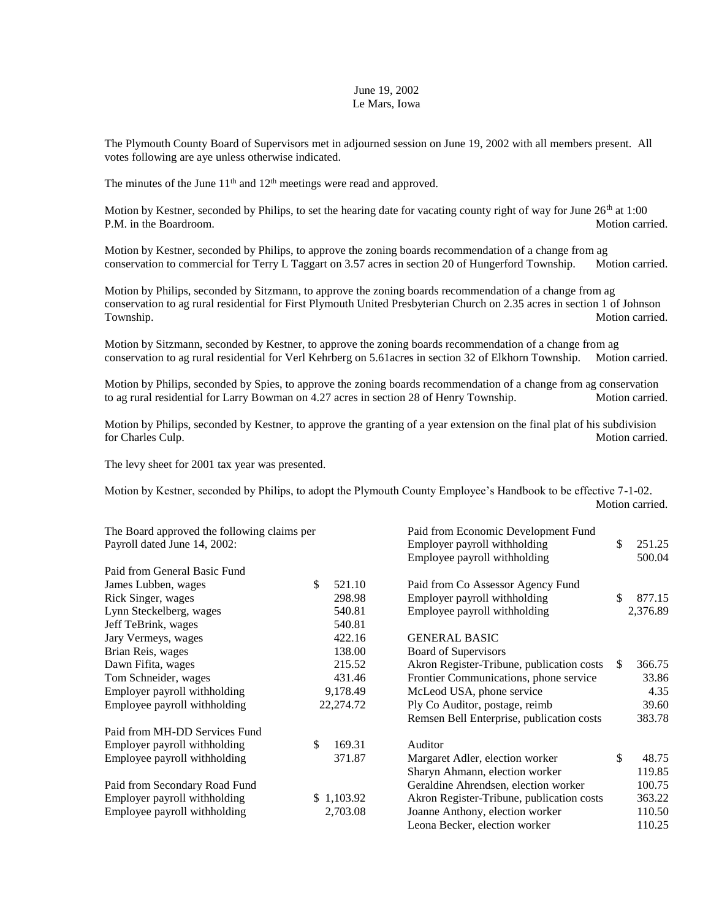June 19, 2002
Le Mars, Iowa

The Plymouth County Board of Supervisors met in adjourned session on June 19, 2002 with all members present. All votes following are aye unless otherwise indicated.

The minutes of the June 11th and 12th meetings were read and approved.

Motion by Kestner, seconded by Philips, to set the hearing date for vacating county right of way for June 26th at 1:00 P.M. in the Boardroom. Motion carried.

Motion by Kestner, seconded by Philips, to approve the zoning boards recommendation of a change from ag conservation to commercial for Terry L Taggart on 3.57 acres in section 20 of Hungerford Township. Motion carried.

Motion by Philips, seconded by Sitzmann, to approve the zoning boards recommendation of a change from ag conservation to ag rural residential for First Plymouth United Presbyterian Church on 2.35 acres in section 1 of Johnson Township. Motion carried.

Motion by Sitzmann, seconded by Kestner, to approve the zoning boards recommendation of a change from ag conservation to ag rural residential for Verl Kehrberg on 5.61acres in section 32 of Elkhorn Township. Motion carried.

Motion by Philips, seconded by Spies, to approve the zoning boards recommendation of a change from ag conservation to ag rural residential for Larry Bowman on 4.27 acres in section 28 of Henry Township. Motion carried.

Motion by Philips, seconded by Kestner, to approve the granting of a year extension on the final plat of his subdivision for Charles Culp. Motion carried.

The levy sheet for 2001 tax year was presented.

Motion by Kestner, seconded by Philips, to adopt the Plymouth County Employee's Handbook to be effective 7-1-02. Motion carried.

The Board approved the following claims per Payroll dated June 14, 2002:

Paid from General Basic Fund

| | |
|---|---|
| James Lubben, wages | $ 521.10 |
| Rick Singer, wages | 298.98 |
| Lynn Steckelberg, wages | 540.81 |
| Jeff TeBrink, wages | 540.81 |
| Jary Vermeys, wages | 422.16 |
| Brian Reis, wages | 138.00 |
| Dawn Fifita, wages | 215.52 |
| Tom Schneider, wages | 431.46 |
| Employer payroll withholding | 9,178.49 |
| Employee payroll withholding | 22,274.72 |

Paid from MH-DD Services Fund

| | |
|---|---|
| Employer payroll withholding | $ 169.31 |
| Employee payroll withholding | 371.87 |

Paid from Secondary Road Fund

| | |
|---|---|
| Employer payroll withholding | $ 1,103.92 |
| Employee payroll withholding | 2,703.08 |

Paid from Economic Development Fund

| | |
|---|---|
| Employer payroll withholding | $ 251.25 |
| Employee payroll withholding | 500.04 |

Paid from Co Assessor Agency Fund

| | |
|---|---|
| Employer payroll withholding | $ 877.15 |
| Employee payroll withholding | 2,376.89 |

GENERAL BASIC

Board of Supervisors

| | |
|---|---|
| Akron Register-Tribune, publication costs | $ 366.75 |
| Frontier Communications, phone service | 33.86 |
| McLeod USA, phone service | 4.35 |
| Ply Co Auditor, postage, reimb | 39.60 |
| Remsen Bell Enterprise, publication costs | 383.78 |

Auditor

| | |
|---|---|
| Margaret Adler, election worker | $ 48.75 |
| Sharyn Ahmann, election worker | 119.85 |
| Geraldine Ahrendsen, election worker | 100.75 |
| Akron Register-Tribune, publication costs | 363.22 |
| Joanne Anthony, election worker | 110.50 |
| Leona Becker, election worker | 110.25 |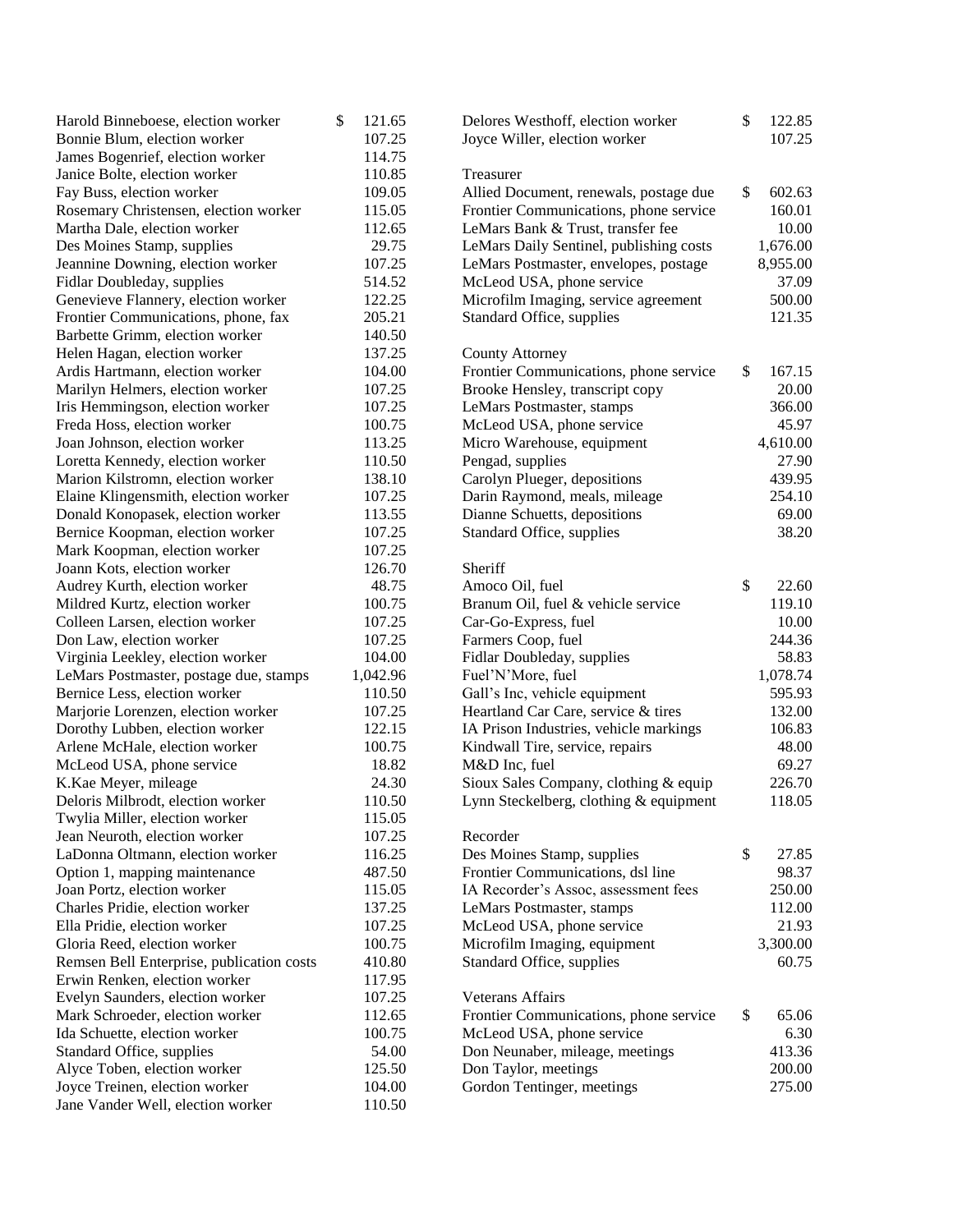| | |
|---|---|
| Harold Binneboese, election worker | $ 121.65 |
| Bonnie Blum, election worker | 107.25 |
| James Bogenrief, election worker | 114.75 |
| Janice Bolte, election worker | 110.85 |
| Fay Buss, election worker | 109.05 |
| Rosemary Christensen, election worker | 115.05 |
| Martha Dale, election worker | 112.65 |
| Des Moines Stamp, supplies | 29.75 |
| Jeannine Downing, election worker | 107.25 |
| Fidlar Doubleday, supplies | 514.52 |
| Genevieve Flannery, election worker | 122.25 |
| Frontier Communications, phone, fax | 205.21 |
| Barbette Grimm, election worker | 140.50 |
| Helen Hagan, election worker | 137.25 |
| Ardis Hartmann, election worker | 104.00 |
| Marilyn Helmers, election worker | 107.25 |
| Iris Hemmingson, election worker | 107.25 |
| Freda Hoss, election worker | 100.75 |
| Joan Johnson, election worker | 113.25 |
| Loretta Kennedy, election worker | 110.50 |
| Marion Kilstromn, election worker | 138.10 |
| Elaine Klingensmith, election worker | 107.25 |
| Donald Konopasek, election worker | 113.55 |
| Bernice Koopman, election worker | 107.25 |
| Mark Koopman, election worker | 107.25 |
| Joann Kots, election worker | 126.70 |
| Audrey Kurth, election worker | 48.75 |
| Mildred Kurtz, election worker | 100.75 |
| Colleen Larsen, election worker | 107.25 |
| Don Law, election worker | 107.25 |
| Virginia Leekley, election worker | 104.00 |
| LeMars Postmaster, postage due, stamps | 1,042.96 |
| Bernice Less, election worker | 110.50 |
| Marjorie Lorenzen, election worker | 107.25 |
| Dorothy Lubben, election worker | 122.15 |
| Arlene McHale, election worker | 100.75 |
| McLeod USA, phone service | 18.82 |
| K.Kae Meyer, mileage | 24.30 |
| Deloris Milbrodt, election worker | 110.50 |
| Twylia Miller, election worker | 115.05 |
| Jean Neuroth, election worker | 107.25 |
| LaDonna Oltmann, election worker | 116.25 |
| Option 1, mapping maintenance | 487.50 |
| Joan Portz, election worker | 115.05 |
| Charles Pridie, election worker | 137.25 |
| Ella Pridie, election worker | 107.25 |
| Gloria Reed, election worker | 100.75 |
| Remsen Bell Enterprise, publication costs | 410.80 |
| Erwin Renken, election worker | 117.95 |
| Evelyn Saunders, election worker | 107.25 |
| Mark Schroeder, election worker | 112.65 |
| Ida Schuette, election worker | 100.75 |
| Standard Office, supplies | 54.00 |
| Alyce Toben, election worker | 125.50 |
| Joyce Treinen, election worker | 104.00 |
| Jane Vander Well, election worker | 110.50 |
| Delores Westhoff, election worker | $ 122.85 |
| Joyce Willer, election worker | 107.25 |

Treasurer

| | |
|---|---|
| Allied Document, renewals, postage due | $ 602.63 |
| Frontier Communications, phone service | 160.01 |
| LeMars Bank & Trust, transfer fee | 10.00 |
| LeMars Daily Sentinel, publishing costs | 1,676.00 |
| LeMars Postmaster, envelopes, postage | 8,955.00 |
| McLeod USA, phone service | 37.09 |
| Microfilm Imaging, service agreement | 500.00 |
| Standard Office, supplies | 121.35 |

County Attorney

| | |
|---|---|
| Frontier Communications, phone service | $ 167.15 |
| Brooke Hensley, transcript copy | 20.00 |
| LeMars Postmaster, stamps | 366.00 |
| McLeod USA, phone service | 45.97 |
| Micro Warehouse, equipment | 4,610.00 |
| Pengad, supplies | 27.90 |
| Carolyn Plueger, depositions | 439.95 |
| Darin Raymond, meals, mileage | 254.10 |
| Dianne Schuetts, depositions | 69.00 |
| Standard Office, supplies | 38.20 |

Sheriff

| | |
|---|---|
| Amoco Oil, fuel | $ 22.60 |
| Branum Oil, fuel & vehicle service | 119.10 |
| Car-Go-Express, fuel | 10.00 |
| Farmers Coop, fuel | 244.36 |
| Fidlar Doubleday, supplies | 58.83 |
| Fuel'N'More, fuel | 1,078.74 |
| Gall's Inc, vehicle equipment | 595.93 |
| Heartland Car Care, service & tires | 132.00 |
| IA Prison Industries, vehicle markings | 106.83 |
| Kindwall Tire, service, repairs | 48.00 |
| M&D Inc, fuel | 69.27 |
| Sioux Sales Company, clothing & equip | 226.70 |
| Lynn Steckelberg, clothing & equipment | 118.05 |

Recorder

| | |
|---|---|
| Des Moines Stamp, supplies | $ 27.85 |
| Frontier Communications, dsl line | 98.37 |
| IA Recorder's Assoc, assessment fees | 250.00 |
| LeMars Postmaster, stamps | 112.00 |
| McLeod USA, phone service | 21.93 |
| Microfilm Imaging, equipment | 3,300.00 |
| Standard Office, supplies | 60.75 |

Veterans Affairs

| | |
|---|---|
| Frontier Communications, phone service | $ 65.06 |
| McLeod USA, phone service | 6.30 |
| Don Neunaber, mileage, meetings | 413.36 |
| Don Taylor, meetings | 200.00 |
| Gordon Tentinger, meetings | 275.00 |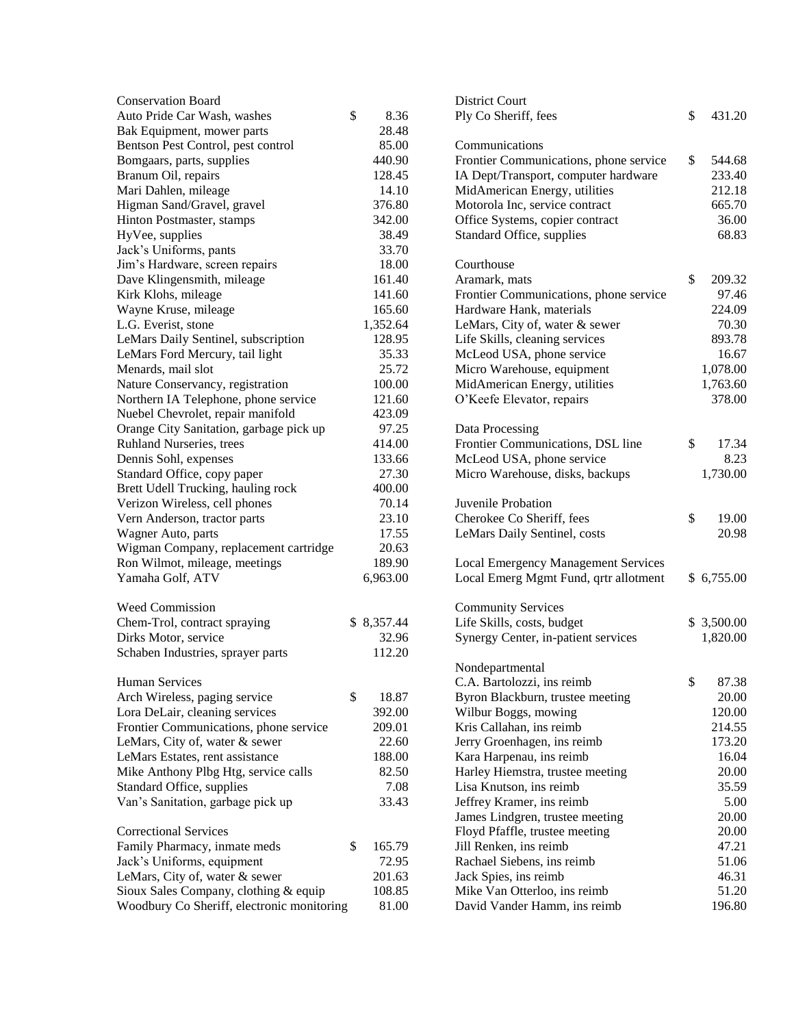| Conservation Board | |
|---|---|
| Auto Pride Car Wash, washes | $ 8.36 |
| Bak Equipment, mower parts | 28.48 |
| Bentson Pest Control, pest control | 85.00 |
| Bomgaars, parts, supplies | 440.90 |
| Branum Oil, repairs | 128.45 |
| Mari Dahlen, mileage | 14.10 |
| Higman Sand/Gravel, gravel | 376.80 |
| Hinton Postmaster, stamps | 342.00 |
| HyVee, supplies | 38.49 |
| Jack's Uniforms, pants | 33.70 |
| Jim's Hardware, screen repairs | 18.00 |
| Dave Klingensmith, mileage | 161.40 |
| Kirk Klohs, mileage | 141.60 |
| Wayne Kruse, mileage | 165.60 |
| L.G. Everist, stone | 1,352.64 |
| LeMars Daily Sentinel, subscription | 128.95 |
| LeMars Ford Mercury, tail light | 35.33 |
| Menards, mail slot | 25.72 |
| Nature Conservancy, registration | 100.00 |
| Northern IA Telephone, phone service | 121.60 |
| Nuebel Chevrolet, repair manifold | 423.09 |
| Orange City Sanitation, garbage pick up | 97.25 |
| Ruhland Nurseries, trees | 414.00 |
| Dennis Sohl, expenses | 133.66 |
| Standard Office, copy paper | 27.30 |
| Brett Udell Trucking, hauling rock | 400.00 |
| Verizon Wireless, cell phones | 70.14 |
| Vern Anderson, tractor parts | 23.10 |
| Wagner Auto, parts | 17.55 |
| Wigman Company, replacement cartridge | 20.63 |
| Ron Wilmot, mileage, meetings | 189.90 |
| Yamaha Golf, ATV | 6,963.00 |

| Weed Commission | |
|---|---|
| Chem-Trol, contract spraying | $ 8,357.44 |
| Dirks Motor, service | 32.96 |
| Schaben Industries, sprayer parts | 112.20 |

| Human Services | |
|---|---|
| Arch Wireless, paging service | $ 18.87 |
| Lora DeLair, cleaning services | 392.00 |
| Frontier Communications, phone service | 209.01 |
| LeMars, City of, water & sewer | 22.60 |
| LeMars Estates, rent assistance | 188.00 |
| Mike Anthony Plbg Htg, service calls | 82.50 |
| Standard Office, supplies | 7.08 |
| Van's Sanitation, garbage pick up | 33.43 |

| Correctional Services | |
|---|---|
| Family Pharmacy, inmate meds | $ 165.79 |
| Jack's Uniforms, equipment | 72.95 |
| LeMars, City of, water & sewer | 201.63 |
| Sioux Sales Company, clothing & equip | 108.85 |
| Woodbury Co Sheriff, electronic monitoring | 81.00 |

| District Court | |
|---|---|
| Ply Co Sheriff, fees | $ 431.20 |

| Communications | |
|---|---|
| Frontier Communications, phone service | $ 544.68 |
| IA Dept/Transport, computer hardware | 233.40 |
| MidAmerican Energy, utilities | 212.18 |
| Motorola Inc, service contract | 665.70 |
| Office Systems, copier contract | 36.00 |
| Standard Office, supplies | 68.83 |

| Courthouse | |
|---|---|
| Aramark, mats | $ 209.32 |
| Frontier Communications, phone service | 97.46 |
| Hardware Hank, materials | 224.09 |
| LeMars, City of, water & sewer | 70.30 |
| Life Skills, cleaning services | 893.78 |
| McLeod USA, phone service | 16.67 |
| Micro Warehouse, equipment | 1,078.00 |
| MidAmerican Energy, utilities | 1,763.60 |
| O'Keefe Elevator, repairs | 378.00 |

| Data Processing | |
|---|---|
| Frontier Communications, DSL line | $ 17.34 |
| McLeod USA, phone service | 8.23 |
| Micro Warehouse, disks, backups | 1,730.00 |

| Juvenile Probation | |
|---|---|
| Cherokee Co Sheriff, fees | $ 19.00 |
| LeMars Daily Sentinel, costs | 20.98 |

| Local Emergency Management Services | |
|---|---|
| Local Emerg Mgmt Fund, qrtr allotment | $ 6,755.00 |

| Community Services | |
|---|---|
| Life Skills, costs, budget | $ 3,500.00 |
| Synergy Center, in-patient services | 1,820.00 |

| Nondepartmental | |
|---|---|
| C.A. Bartolozzi, ins reimb | $ 87.38 |
| Byron Blackburn, trustee meeting | 20.00 |
| Wilbur Boggs, mowing | 120.00 |
| Kris Callahan, ins reimb | 214.55 |
| Jerry Groenhagen, ins reimb | 173.20 |
| Kara Harpenau, ins reimb | 16.04 |
| Harley Hiemstra, trustee meeting | 20.00 |
| Lisa Knutson, ins reimb | 35.59 |
| Jeffrey Kramer, ins reimb | 5.00 |
| James Lindgren, trustee meeting | 20.00 |
| Floyd Pfaffle, trustee meeting | 20.00 |
| Jill Renken, ins reimb | 47.21 |
| Rachael Siebens, ins reimb | 51.06 |
| Jack Spies, ins reimb | 46.31 |
| Mike Van Otterloo, ins reimb | 51.20 |
| David Vander Hamm, ins reimb | 196.80 |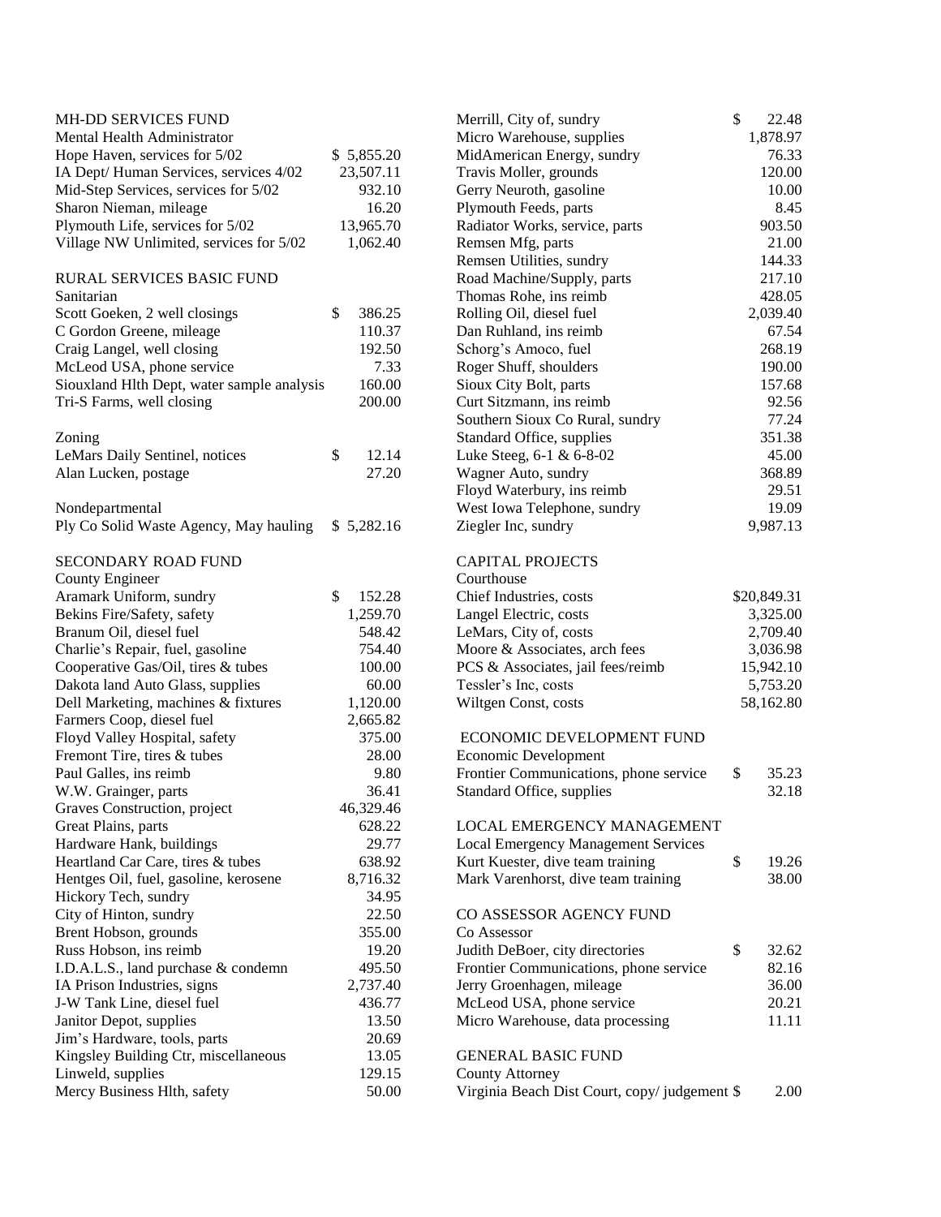MH-DD SERVICES FUND
Mental Health Administrator

| | |
|---|---|
| Hope Haven, services for 5/02 | $ 5,855.20 |
| IA Dept/ Human Services, services 4/02 | 23,507.11 |
| Mid-Step Services, services for 5/02 | 932.10 |
| Sharon Nieman, mileage | 16.20 |
| Plymouth Life, services for 5/02 | 13,965.70 |
| Village NW Unlimited, services for 5/02 | 1,062.40 |

RURAL SERVICES BASIC FUND
Sanitarian

| | |
|---|---|
| Scott Goeken, 2 well closings | $ 386.25 |
| C Gordon Greene, mileage | 110.37 |
| Craig Langel, well closing | 192.50 |
| McLeod USA, phone service | 7.33 |
| Siouxland Hlth Dept, water sample analysis | 160.00 |
| Tri-S Farms, well closing | 200.00 |

Zoning

| | |
|---|---|
| LeMars Daily Sentinel, notices | $ 12.14 |
| Alan Lucken, postage | 27.20 |

Nondepartmental

| | |
|---|---|
| Ply Co Solid Waste Agency, May hauling | $ 5,282.16 |

SECONDARY ROAD FUND
County Engineer

| | |
|---|---|
| Aramark Uniform, sundry | $ 152.28 |
| Bekins Fire/Safety, safety | 1,259.70 |
| Branum Oil, diesel fuel | 548.42 |
| Charlie's Repair, fuel, gasoline | 754.40 |
| Cooperative Gas/Oil, tires & tubes | 100.00 |
| Dakota land Auto Glass, supplies | 60.00 |
| Dell Marketing, machines & fixtures | 1,120.00 |
| Farmers Coop, diesel fuel | 2,665.82 |
| Floyd Valley Hospital, safety | 375.00 |
| Fremont Tire, tires & tubes | 28.00 |
| Paul Galles, ins reimb | 9.80 |
| W.W. Grainger, parts | 36.41 |
| Graves Construction, project | 46,329.46 |
| Great Plains, parts | 628.22 |
| Hardware Hank, buildings | 29.77 |
| Heartland Car Care, tires & tubes | 638.92 |
| Hentges Oil, fuel, gasoline, kerosene | 8,716.32 |
| Hickory Tech, sundry | 34.95 |
| City of Hinton, sundry | 22.50 |
| Brent Hobson, grounds | 355.00 |
| Russ Hobson, ins reimb | 19.20 |
| I.D.A.L.S., land purchase & condemn | 495.50 |
| IA Prison Industries, signs | 2,737.40 |
| J-W Tank Line, diesel fuel | 436.77 |
| Janitor Depot, supplies | 13.50 |
| Jim's Hardware, tools, parts | 20.69 |
| Kingsley Building Ctr, miscellaneous | 13.05 |
| Linweld, supplies | 129.15 |
| Mercy Business Hlth, safety | 50.00 |
| Merrill, City of, sundry | $ 22.48 |
| Micro Warehouse, supplies | 1,878.97 |
| MidAmerican Energy, sundry | 76.33 |
| Travis Moller, grounds | 120.00 |
| Gerry Neuroth, gasoline | 10.00 |
| Plymouth Feeds, parts | 8.45 |
| Radiator Works, service, parts | 903.50 |
| Remsen Mfg, parts | 21.00 |
| Remsen Utilities, sundry | 144.33 |
| Road Machine/Supply, parts | 217.10 |
| Thomas Rohe, ins reimb | 428.05 |
| Rolling Oil, diesel fuel | 2,039.40 |
| Dan Ruhland, ins reimb | 67.54 |
| Schorg's Amoco, fuel | 268.19 |
| Roger Shuff, shoulders | 190.00 |
| Sioux City Bolt, parts | 157.68 |
| Curt Sitzmann, ins reimb | 92.56 |
| Southern Sioux Co Rural, sundry | 77.24 |
| Standard Office, supplies | 351.38 |
| Luke Steeg, 6-1 & 6-8-02 | 45.00 |
| Wagner Auto, sundry | 368.89 |
| Floyd Waterbury, ins reimb | 29.51 |
| West Iowa Telephone, sundry | 19.09 |
| Ziegler Inc, sundry | 9,987.13 |

CAPITAL PROJECTS
Courthouse

| | |
|---|---|
| Chief Industries, costs | $20,849.31 |
| Langel Electric, costs | 3,325.00 |
| LeMars, City of, costs | 2,709.40 |
| Moore & Associates, arch fees | 3,036.98 |
| PCS & Associates, jail fees/reimb | 15,942.10 |
| Tessler's Inc, costs | 5,753.20 |
| Wiltgen Const, costs | 58,162.80 |

ECONOMIC DEVELOPMENT FUND
Economic Development

| | |
|---|---|
| Frontier Communications, phone service | $ 35.23 |
| Standard Office, supplies | 32.18 |

LOCAL EMERGENCY MANAGEMENT
Local Emergency Management Services

| | |
|---|---|
| Kurt Kuester, dive team training | $ 19.26 |
| Mark Varenhorst, dive team training | 38.00 |

CO ASSESSOR AGENCY FUND
Co Assessor

| | |
|---|---|
| Judith DeBoer, city directories | $ 32.62 |
| Frontier Communications, phone service | 82.16 |
| Jerry Groenhagen, mileage | 36.00 |
| McLeod USA, phone service | 20.21 |
| Micro Warehouse, data processing | 11.11 |

GENERAL BASIC FUND
County Attorney

| | |
|---|---|
| Virginia Beach Dist Court, copy/ judgement | $ 2.00 |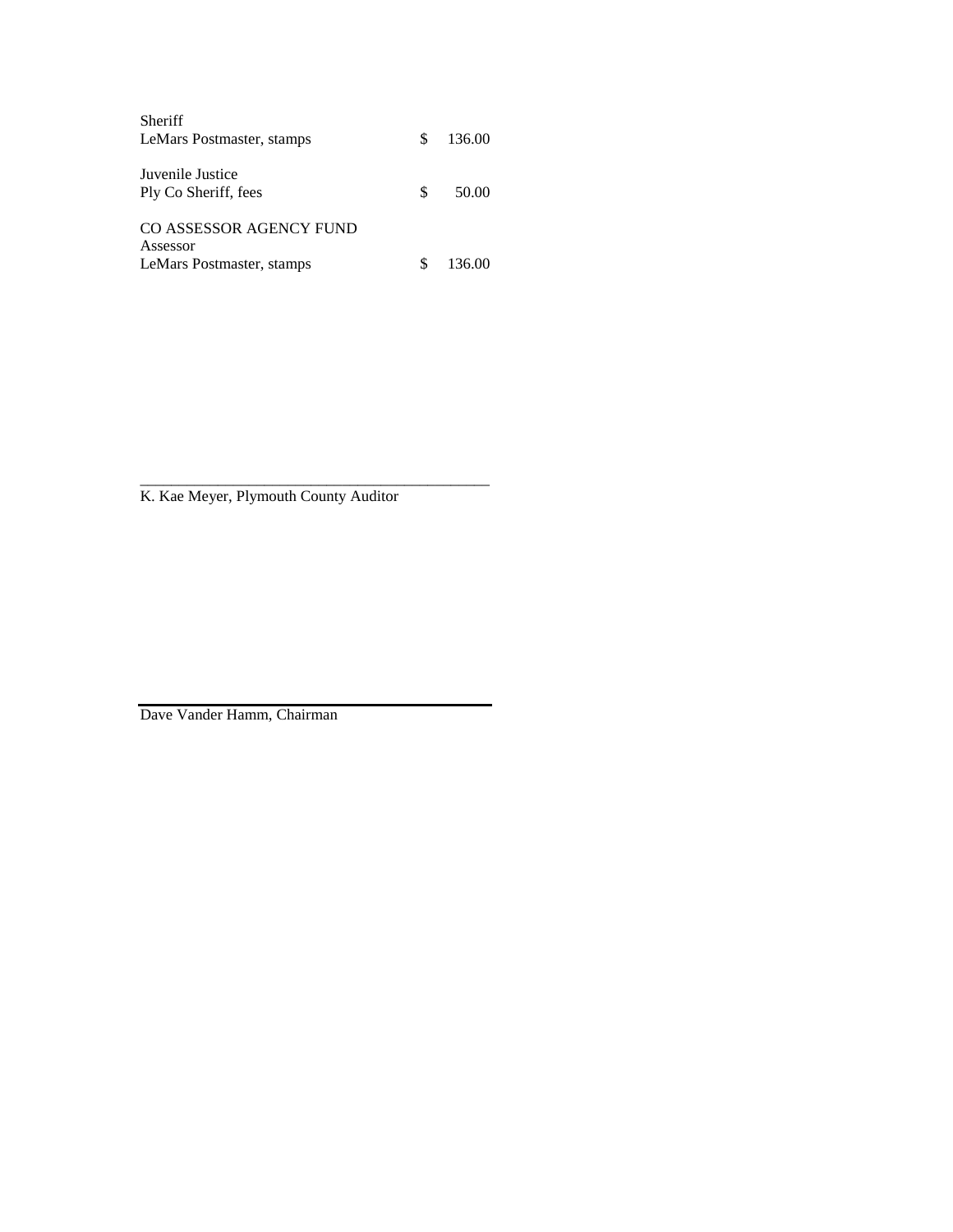| | | |
|---|---|---|
| Sheriff | | |
| LeMars Postmaster, stamps | $ | 136.00 |
| | | |
| Juvenile Justice | | |
| Ply Co Sheriff, fees | $ | 50.00 |
| | | |
| CO ASSESSOR AGENCY FUND | | |
| Assessor | | |
| LeMars Postmaster, stamps | $ | 136.00 |

_____________________________________________
K. Kae Meyer, Plymouth County Auditor

_____________________________________________
Dave Vander Hamm, Chairman